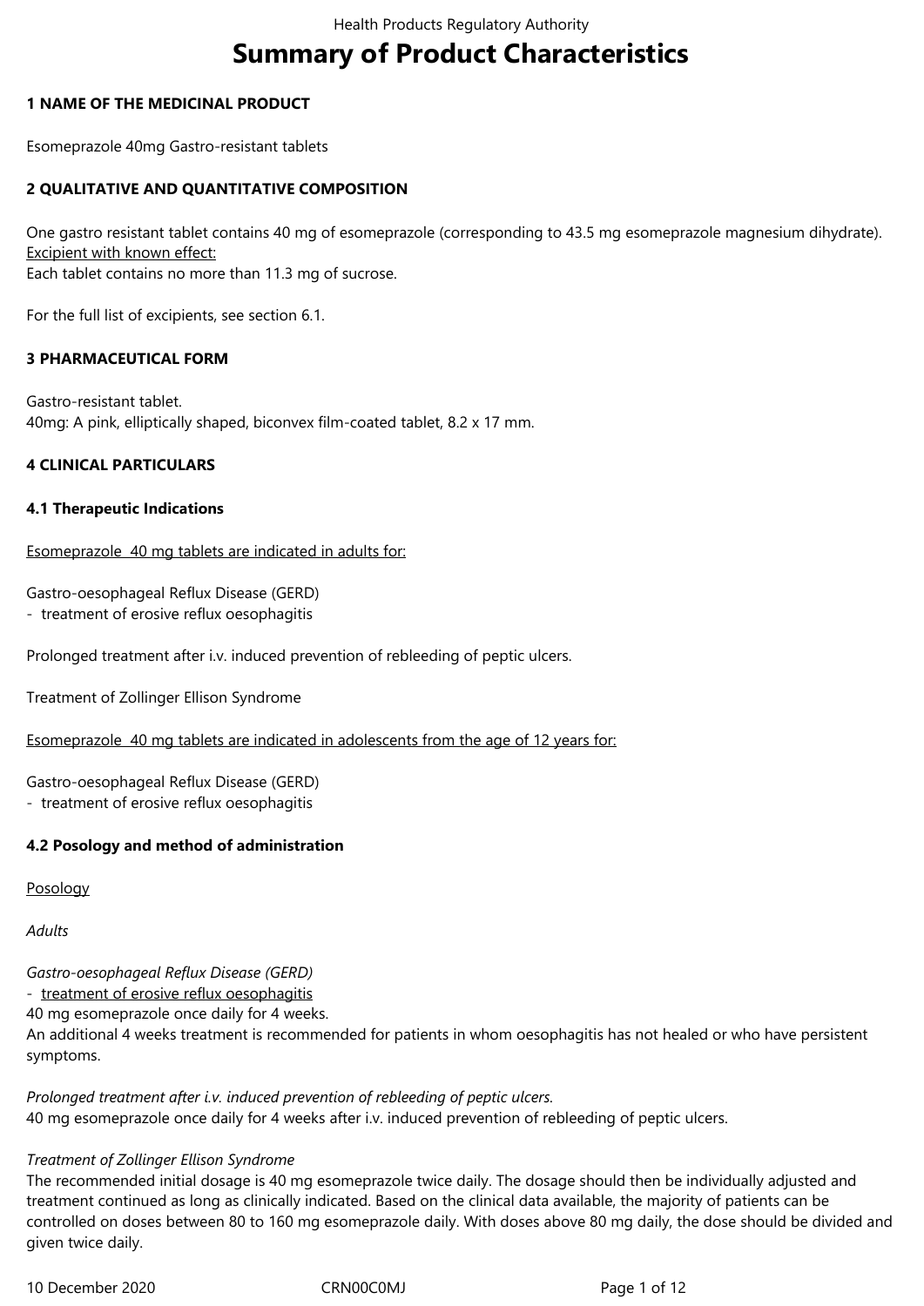# Summary of Product Characteristics

## 1 NAME OF THE MEDICINAL PRODUCT

Esomeprazole 40mg Gastro-resistant tablets

## 2 QUALITATIVE AND QUANTITATIVE COMPOSITION

One gastro resistant tablet contains 40 mg of esomeprazole (corresponding to 43.5 mg esomeprazole magnesium dihydrate).
Excipient with known effect:
Each tablet contains no more than 11.3 mg of sucrose.

For the full list of excipients, see section 6.1.

## 3 PHARMACEUTICAL FORM

Gastro-resistant tablet.
40mg: A pink, elliptically shaped, biconvex film-coated tablet, 8.2 x 17 mm.

## 4 CLINICAL PARTICULARS

### 4.1 Therapeutic Indications

Esomeprazole 40 mg tablets are indicated in adults for:

Gastro-oesophageal Reflux Disease (GERD)
- treatment of erosive reflux oesophagitis

Prolonged treatment after i.v. induced prevention of rebleeding of peptic ulcers.

Treatment of Zollinger Ellison Syndrome

Esomeprazole 40 mg tablets are indicated in adolescents from the age of 12 years for:

Gastro-oesophageal Reflux Disease (GERD)
- treatment of erosive reflux oesophagitis

### 4.2 Posology and method of administration

Posology

*Adults*

*Gastro-oesophageal Reflux Disease (GERD)*
- treatment of erosive reflux oesophagitis

40 mg esomeprazole once daily for 4 weeks.
An additional 4 weeks treatment is recommended for patients in whom oesophagitis has not healed or who have persistent symptoms.

*Prolonged treatment after i.v. induced prevention of rebleeding of peptic ulcers.*
40 mg esomeprazole once daily for 4 weeks after i.v. induced prevention of rebleeding of peptic ulcers.

*Treatment of Zollinger Ellison Syndrome*
The recommended initial dosage is 40 mg esomeprazole twice daily. The dosage should then be individually adjusted and treatment continued as long as clinically indicated. Based on the clinical data available, the majority of patients can be controlled on doses between 80 to 160 mg esomeprazole daily. With doses above 80 mg daily, the dose should be divided and given twice daily.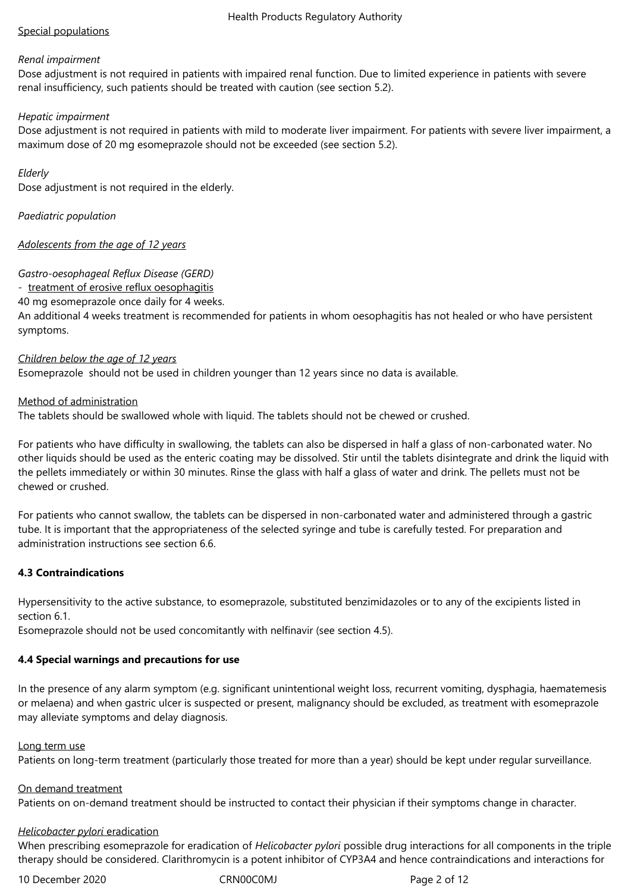Special populations

*Renal impairment*
Dose adjustment is not required in patients with impaired renal function. Due to limited experience in patients with severe renal insufficiency, such patients should be treated with caution (see section 5.2).

*Hepatic impairment*
Dose adjustment is not required in patients with mild to moderate liver impairment. For patients with severe liver impairment, a maximum dose of 20 mg esomeprazole should not be exceeded (see section 5.2).

*Elderly*
Dose adjustment is not required in the elderly.

*Paediatric population*

*Adolescents from the age of 12 years*

*Gastro-oesophageal Reflux Disease (GERD)*
- treatment of erosive reflux oesophagitis

40 mg esomeprazole once daily for 4 weeks.
An additional 4 weeks treatment is recommended for patients in whom oesophagitis has not healed or who have persistent symptoms.

*Children below the age of 12 years*
Esomeprazole should not be used in children younger than 12 years since no data is available.

Method of administration
The tablets should be swallowed whole with liquid. The tablets should not be chewed or crushed.

For patients who have difficulty in swallowing, the tablets can also be dispersed in half a glass of non-carbonated water. No other liquids should be used as the enteric coating may be dissolved. Stir until the tablets disintegrate and drink the liquid with the pellets immediately or within 30 minutes. Rinse the glass with half a glass of water and drink. The pellets must not be chewed or crushed.

For patients who cannot swallow, the tablets can be dispersed in non-carbonated water and administered through a gastric tube. It is important that the appropriateness of the selected syringe and tube is carefully tested. For preparation and administration instructions see section 6.6.

**4.3 Contraindications**

Hypersensitivity to the active substance, to esomeprazole, substituted benzimidazoles or to any of the excipients listed in section 6.1.
Esomeprazole should not be used concomitantly with nelfinavir (see section 4.5).

**4.4 Special warnings and precautions for use**

In the presence of any alarm symptom (e.g. significant unintentional weight loss, recurrent vomiting, dysphagia, haematemesis or melaena) and when gastric ulcer is suspected or present, malignancy should be excluded, as treatment with esomeprazole may alleviate symptoms and delay diagnosis.

Long term use
Patients on long-term treatment (particularly those treated for more than a year) should be kept under regular surveillance.

On demand treatment
Patients on on-demand treatment should be instructed to contact their physician if their symptoms change in character.

*Helicobacter pylori* eradication
When prescribing esomeprazole for eradication of *Helicobacter pylori* possible drug interactions for all components in the triple therapy should be considered. Clarithromycin is a potent inhibitor of CYP3A4 and hence contraindications and interactions for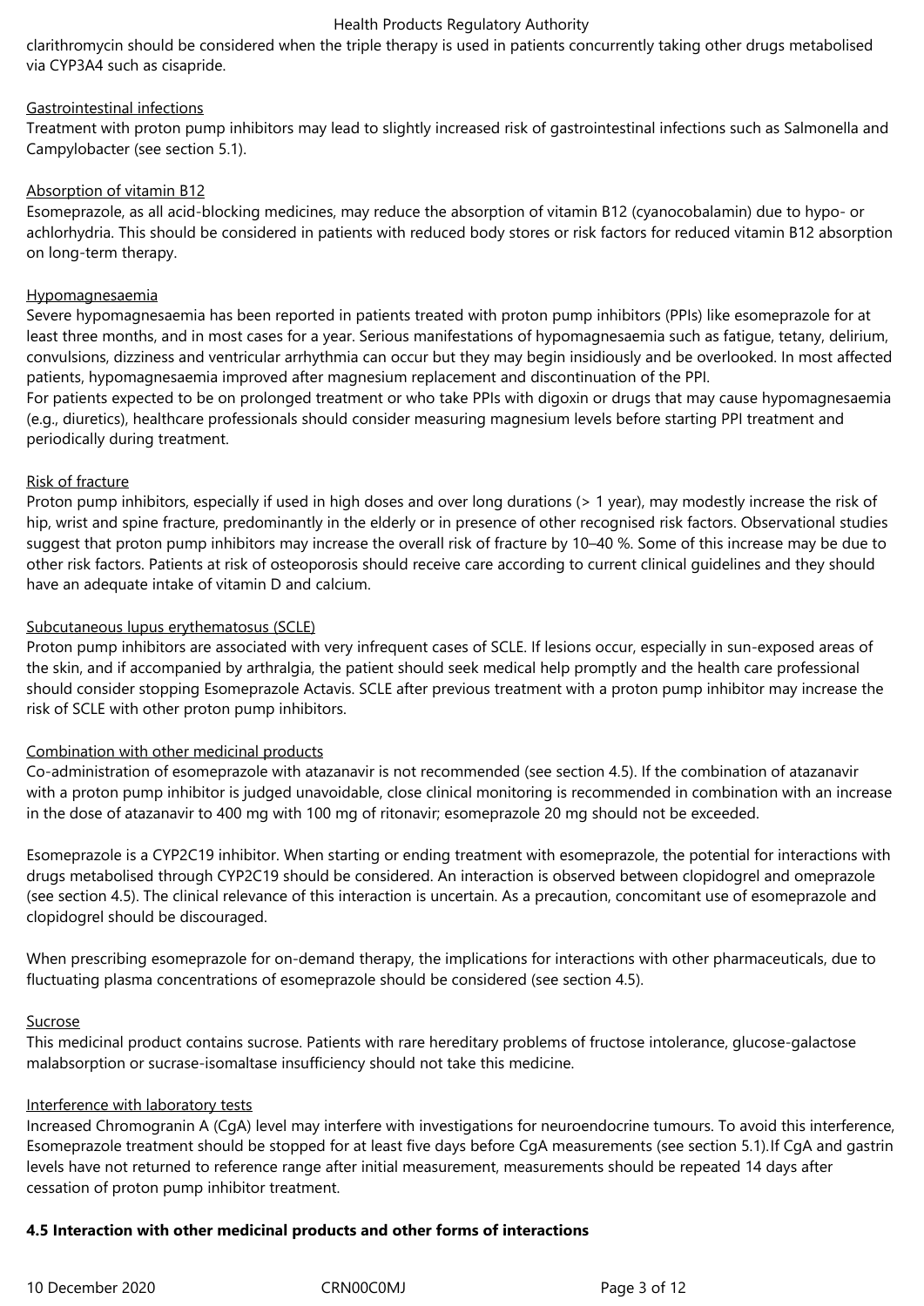clarithromycin should be considered when the triple therapy is used in patients concurrently taking other drugs metabolised via CYP3A4 such as cisapride.

Gastrointestinal infections

Treatment with proton pump inhibitors may lead to slightly increased risk of gastrointestinal infections such as Salmonella and Campylobacter (see section 5.1).

Absorption of vitamin B12

Esomeprazole, as all acid-blocking medicines, may reduce the absorption of vitamin B12 (cyanocobalamin) due to hypo- or achlorhydria. This should be considered in patients with reduced body stores or risk factors for reduced vitamin B12 absorption on long-term therapy.

Hypomagnesaemia

Severe hypomagnesaemia has been reported in patients treated with proton pump inhibitors (PPIs) like esomeprazole for at least three months, and in most cases for a year. Serious manifestations of hypomagnesaemia such as fatigue, tetany, delirium, convulsions, dizziness and ventricular arrhythmia can occur but they may begin insidiously and be overlooked. In most affected patients, hypomagnesaemia improved after magnesium replacement and discontinuation of the PPI.

For patients expected to be on prolonged treatment or who take PPIs with digoxin or drugs that may cause hypomagnesaemia (e.g., diuretics), healthcare professionals should consider measuring magnesium levels before starting PPI treatment and periodically during treatment.

Risk of fracture

Proton pump inhibitors, especially if used in high doses and over long durations (> 1 year), may modestly increase the risk of hip, wrist and spine fracture, predominantly in the elderly or in presence of other recognised risk factors. Observational studies suggest that proton pump inhibitors may increase the overall risk of fracture by 10–40 %. Some of this increase may be due to other risk factors. Patients at risk of osteoporosis should receive care according to current clinical guidelines and they should have an adequate intake of vitamin D and calcium.

Subcutaneous lupus erythematosus (SCLE)

Proton pump inhibitors are associated with very infrequent cases of SCLE. If lesions occur, especially in sun-exposed areas of the skin, and if accompanied by arthralgia, the patient should seek medical help promptly and the health care professional should consider stopping Esomeprazole Actavis. SCLE after previous treatment with a proton pump inhibitor may increase the risk of SCLE with other proton pump inhibitors.

Combination with other medicinal products

Co-administration of esomeprazole with atazanavir is not recommended (see section 4.5). If the combination of atazanavir with a proton pump inhibitor is judged unavoidable, close clinical monitoring is recommended in combination with an increase in the dose of atazanavir to 400 mg with 100 mg of ritonavir; esomeprazole 20 mg should not be exceeded.

Esomeprazole is a CYP2C19 inhibitor. When starting or ending treatment with esomeprazole, the potential for interactions with drugs metabolised through CYP2C19 should be considered. An interaction is observed between clopidogrel and omeprazole (see section 4.5). The clinical relevance of this interaction is uncertain. As a precaution, concomitant use of esomeprazole and clopidogrel should be discouraged.

When prescribing esomeprazole for on-demand therapy, the implications for interactions with other pharmaceuticals, due to fluctuating plasma concentrations of esomeprazole should be considered (see section 4.5).

Sucrose

This medicinal product contains sucrose. Patients with rare hereditary problems of fructose intolerance, glucose-galactose malabsorption or sucrase-isomaltase insufficiency should not take this medicine.

Interference with laboratory tests

Increased Chromogranin A (CgA) level may interfere with investigations for neuroendocrine tumours. To avoid this interference, Esomeprazole treatment should be stopped for at least five days before CgA measurements (see section 5.1).If CgA and gastrin levels have not returned to reference range after initial measurement, measurements should be repeated 14 days after cessation of proton pump inhibitor treatment.

**4.5 Interaction with other medicinal products and other forms of interactions**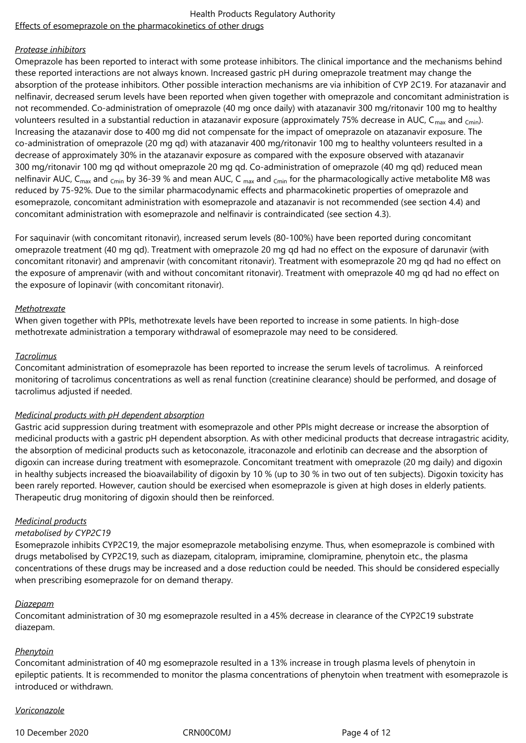## Effects of esomeprazole on the pharmacokinetics of other drugs

*Protease inhibitors*

Omeprazole has been reported to interact with some protease inhibitors. The clinical importance and the mechanisms behind these reported interactions are not always known. Increased gastric pH during omeprazole treatment may change the absorption of the protease inhibitors. Other possible interaction mechanisms are via inhibition of CYP 2C19. For atazanavir and nelfinavir, decreased serum levels have been reported when given together with omeprazole and concomitant administration is not recommended. Co-administration of omeprazole (40 mg once daily) with atazanavir 300 mg/ritonavir 100 mg to healthy volunteers resulted in a substantial reduction in atazanavir exposure (approximately 75% decrease in AUC, $C_{max}$ and $C_{min}$). Increasing the atazanavir dose to 400 mg did not compensate for the impact of omeprazole on atazanavir exposure. The co-administration of omeprazole (20 mg qd) with atazanavir 400 mg/ritonavir 100 mg to healthy volunteers resulted in a decrease of approximately 30% in the atazanavir exposure as compared with the exposure observed with atazanavir 300 mg/ritonavir 100 mg qd without omeprazole 20 mg qd. Co-administration of omeprazole (40 mg qd) reduced mean nelfinavir AUC, $C_{max}$ and $C_{min}$ by 36-39 % and mean AUC, $C_{max}$ and $C_{min}$ for the pharmacologically active metabolite M8 was reduced by 75-92%. Due to the similar pharmacodynamic effects and pharmacokinetic properties of omeprazole and esomeprazole, concomitant administration with esomeprazole and atazanavir is not recommended (see section 4.4) and concomitant administration with esomeprazole and nelfinavir is contraindicated (see section 4.3).

For saquinavir (with concomitant ritonavir), increased serum levels (80-100%) have been reported during concomitant omeprazole treatment (40 mg qd). Treatment with omeprazole 20 mg qd had no effect on the exposure of darunavir (with concomitant ritonavir) and amprenavir (with concomitant ritonavir). Treatment with esomeprazole 20 mg qd had no effect on the exposure of amprenavir (with and without concomitant ritonavir). Treatment with omeprazole 40 mg qd had no effect on the exposure of lopinavir (with concomitant ritonavir).

*Methotrexate*

When given together with PPIs, methotrexate levels have been reported to increase in some patients. In high-dose methotrexate administration a temporary withdrawal of esomeprazole may need to be considered.

*Tacrolimus*

Concomitant administration of esomeprazole has been reported to increase the serum levels of tacrolimus. A reinforced monitoring of tacrolimus concentrations as well as renal function (creatinine clearance) should be performed, and dosage of tacrolimus adjusted if needed.

*Medicinal products with pH dependent absorption*

Gastric acid suppression during treatment with esomeprazole and other PPIs might decrease or increase the absorption of medicinal products with a gastric pH dependent absorption. As with other medicinal products that decrease intragastric acidity, the absorption of medicinal products such as ketoconazole, itraconazole and erlotinib can decrease and the absorption of digoxin can increase during treatment with esomeprazole. Concomitant treatment with omeprazole (20 mg daily) and digoxin in healthy subjects increased the bioavailability of digoxin by 10 % (up to 30 % in two out of ten subjects). Digoxin toxicity has been rarely reported. However, caution should be exercised when esomeprazole is given at high doses in elderly patients. Therapeutic drug monitoring of digoxin should then be reinforced.

*Medicinal products*

*metabolised by CYP2C19*

Esomeprazole inhibits CYP2C19, the major esomeprazole metabolising enzyme. Thus, when esomeprazole is combined with drugs metabolised by CYP2C19, such as diazepam, citalopram, imipramine, clomipramine, phenytoin etc., the plasma concentrations of these drugs may be increased and a dose reduction could be needed. This should be considered especially when prescribing esomeprazole for on demand therapy.

*Diazepam*

Concomitant administration of 30 mg esomeprazole resulted in a 45% decrease in clearance of the CYP2C19 substrate diazepam.

*Phenytoin*

Concomitant administration of 40 mg esomeprazole resulted in a 13% increase in trough plasma levels of phenytoin in epileptic patients. It is recommended to monitor the plasma concentrations of phenytoin when treatment with esomeprazole is introduced or withdrawn.

*Voriconazole*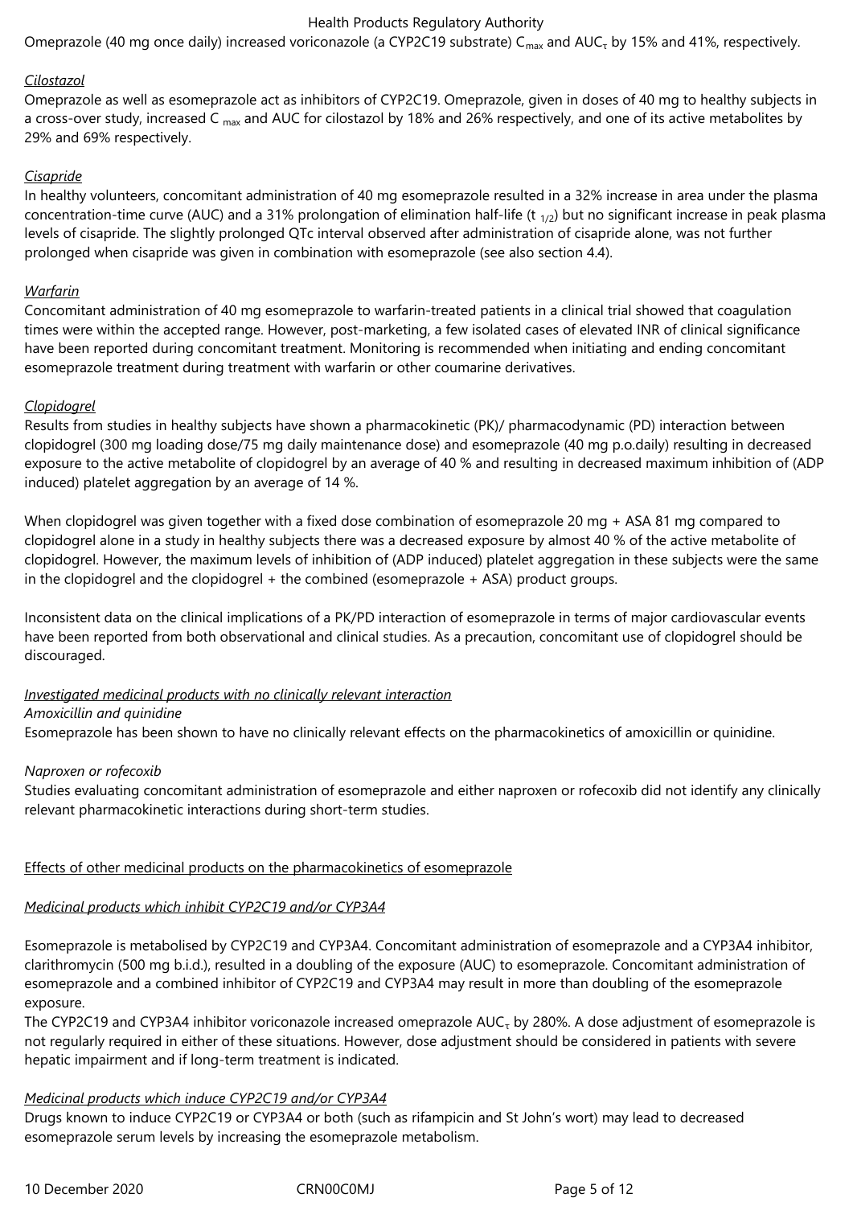Omeprazole (40 mg once daily) increased voriconazole (a CYP2C19 substrate) $C_{max}$ and $AUC_{\tau}$ by 15% and 41%, respectively.

*Cilostazol*

Omeprazole as well as esomeprazole act as inhibitors of CYP2C19. Omeprazole, given in doses of 40 mg to healthy subjects in a cross-over study, increased $C_{max}$ and AUC for cilostazol by 18% and 26% respectively, and one of its active metabolites by 29% and 69% respectively.

*Cisapride*

In healthy volunteers, concomitant administration of 40 mg esomeprazole resulted in a 32% increase in area under the plasma concentration-time curve (AUC) and a 31% prolongation of elimination half-life ($t_{1/2}$) but no significant increase in peak plasma levels of cisapride. The slightly prolonged QTc interval observed after administration of cisapride alone, was not further prolonged when cisapride was given in combination with esomeprazole (see also section 4.4).

*Warfarin*

Concomitant administration of 40 mg esomeprazole to warfarin-treated patients in a clinical trial showed that coagulation times were within the accepted range. However, post-marketing, a few isolated cases of elevated INR of clinical significance have been reported during concomitant treatment. Monitoring is recommended when initiating and ending concomitant esomeprazole treatment during treatment with warfarin or other coumarine derivatives.

*Clopidogrel*

Results from studies in healthy subjects have shown a pharmacokinetic (PK)/ pharmacodynamic (PD) interaction between clopidogrel (300 mg loading dose/75 mg daily maintenance dose) and esomeprazole (40 mg p.o.daily) resulting in decreased exposure to the active metabolite of clopidogrel by an average of 40 % and resulting in decreased maximum inhibition of (ADP induced) platelet aggregation by an average of 14 %.

When clopidogrel was given together with a fixed dose combination of esomeprazole 20 mg + ASA 81 mg compared to clopidogrel alone in a study in healthy subjects there was a decreased exposure by almost 40 % of the active metabolite of clopidogrel. However, the maximum levels of inhibition of (ADP induced) platelet aggregation in these subjects were the same in the clopidogrel and the clopidogrel + the combined (esomeprazole + ASA) product groups.

Inconsistent data on the clinical implications of a PK/PD interaction of esomeprazole in terms of major cardiovascular events have been reported from both observational and clinical studies. As a precaution, concomitant use of clopidogrel should be discouraged.

*Investigated medicinal products with no clinically relevant interaction*

*Amoxicillin and quinidine*

Esomeprazole has been shown to have no clinically relevant effects on the pharmacokinetics of amoxicillin or quinidine.

*Naproxen or rofecoxib*

Studies evaluating concomitant administration of esomeprazole and either naproxen or rofecoxib did not identify any clinically relevant pharmacokinetic interactions during short-term studies.

Effects of other medicinal products on the pharmacokinetics of esomeprazole

*Medicinal products which inhibit CYP2C19 and/or CYP3A4*

Esomeprazole is metabolised by CYP2C19 and CYP3A4. Concomitant administration of esomeprazole and a CYP3A4 inhibitor, clarithromycin (500 mg b.i.d.), resulted in a doubling of the exposure (AUC) to esomeprazole. Concomitant administration of esomeprazole and a combined inhibitor of CYP2C19 and CYP3A4 may result in more than doubling of the esomeprazole exposure.

The CYP2C19 and CYP3A4 inhibitor voriconazole increased omeprazole $AUC_{\tau}$ by 280%. A dose adjustment of esomeprazole is not regularly required in either of these situations. However, dose adjustment should be considered in patients with severe hepatic impairment and if long-term treatment is indicated.

*Medicinal products which induce CYP2C19 and/or CYP3A4*

Drugs known to induce CYP2C19 or CYP3A4 or both (such as rifampicin and St John's wort) may lead to decreased esomeprazole serum levels by increasing the esomeprazole metabolism.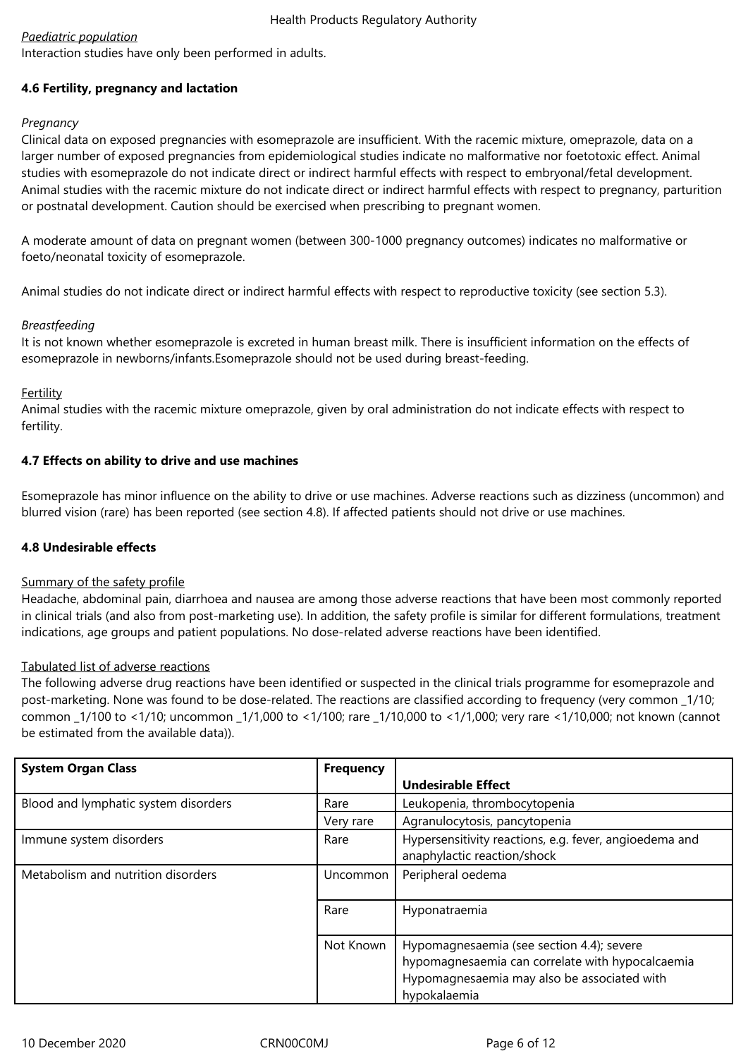*Paediatric population*

Interaction studies have only been performed in adults.

**4.6 Fertility, pregnancy and lactation**

*Pregnancy*

Clinical data on exposed pregnancies with esomeprazole are insufficient. With the racemic mixture, omeprazole, data on a larger number of exposed pregnancies from epidemiological studies indicate no malformative nor foetotoxic effect. Animal studies with esomeprazole do not indicate direct or indirect harmful effects with respect to embryonal/fetal development. Animal studies with the racemic mixture do not indicate direct or indirect harmful effects with respect to pregnancy, parturition or postnatal development. Caution should be exercised when prescribing to pregnant women.

A moderate amount of data on pregnant women (between 300-1000 pregnancy outcomes) indicates no malformative or foeto/neonatal toxicity of esomeprazole.

Animal studies do not indicate direct or indirect harmful effects with respect to reproductive toxicity (see section 5.3).

*Breastfeeding*

It is not known whether esomeprazole is excreted in human breast milk. There is insufficient information on the effects of esomeprazole in newborns/infants.Esomeprazole should not be used during breast-feeding.

Fertility

Animal studies with the racemic mixture omeprazole, given by oral administration do not indicate effects with respect to fertility.

**4.7 Effects on ability to drive and use machines**

Esomeprazole has minor influence on the ability to drive or use machines. Adverse reactions such as dizziness (uncommon) and blurred vision (rare) has been reported (see section 4.8). If affected patients should not drive or use machines.

**4.8 Undesirable effects**

Summary of the safety profile

Headache, abdominal pain, diarrhoea and nausea are among those adverse reactions that have been most commonly reported in clinical trials (and also from post-marketing use). In addition, the safety profile is similar for different formulations, treatment indications, age groups and patient populations. No dose-related adverse reactions have been identified.

Tabulated list of adverse reactions

The following adverse drug reactions have been identified or suspected in the clinical trials programme for esomeprazole and post-marketing. None was found to be dose-related. The reactions are classified according to frequency (very common _1/10; common _1/100 to <1/10; uncommon _1/1,000 to <1/100; rare _1/10,000 to <1/1,000; very rare <1/10,000; not known (cannot be estimated from the available data)).

| System Organ Class | Frequency | Undesirable Effect |
|---|---|---|
| Blood and lymphatic system disorders | Rare | Leukopenia, thrombocytopenia |
| | Very rare | Agranulocytosis, pancytopenia |
| Immune system disorders | Rare | Hypersensitivity reactions, e.g. fever, angioedema and anaphylactic reaction/shock |
| Metabolism and nutrition disorders | Uncommon | Peripheral oedema |
| | Rare | Hyponatraemia |
| | Not Known | Hypomagnesaemia (see section 4.4); severe hypomagnesaemia can correlate with hypocalcaemia Hypomagnesaemia may also be associated with hypokalaemia |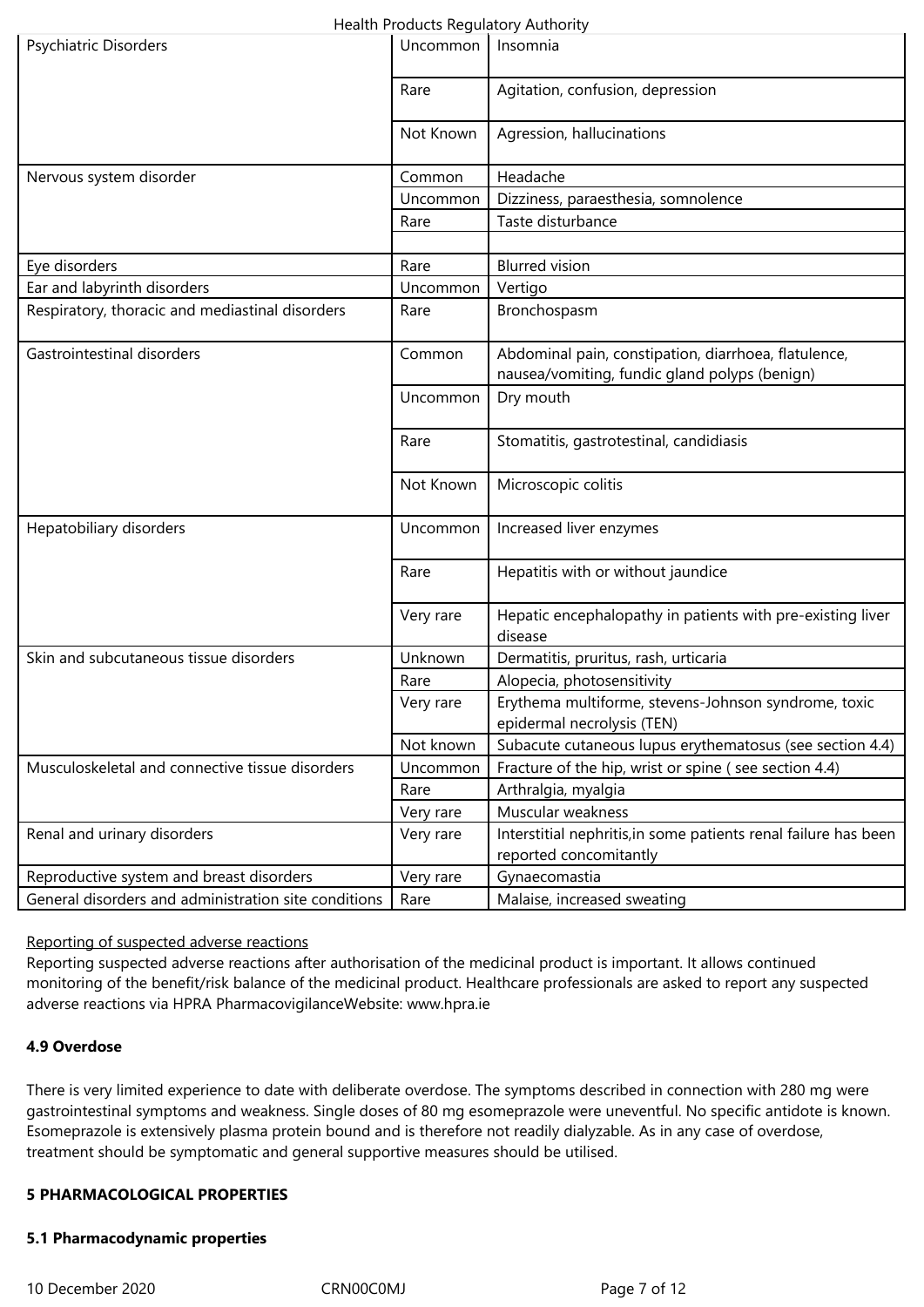| | | |
|---|---|---|
| Psychiatric Disorders | Uncommon | Insomnia |
| | Rare | Agitation, confusion, depression |
| | Not Known | Agression, hallucinations |
| Nervous system disorder | Common | Headache |
| | Uncommon | Dizziness, paraesthesia, somnolence |
| | Rare | Taste disturbance |
| | | |
| Eye disorders | Rare | Blurred vision |
| Ear and labyrinth disorders | Uncommon | Vertigo |
| Respiratory, thoracic and mediastinal disorders | Rare | Bronchospasm |
| Gastrointestinal disorders | Common | Abdominal pain, constipation, diarrhoea, flatulence, nausea/vomiting, fundic gland polyps (benign) |
| | Uncommon | Dry mouth |
| | Rare | Stomatitis, gastrotestinal, candidiasis |
| | Not Known | Microscopic colitis |
| Hepatobiliary disorders | Uncommon | Increased liver enzymes |
| | Rare | Hepatitis with or without jaundice |
| | Very rare | Hepatic encephalopathy in patients with pre-existing liver disease |
| Skin and subcutaneous tissue disorders | Unknown | Dermatitis, pruritus, rash, urticaria |
| | Rare | Alopecia, photosensitivity |
| | Very rare | Erythema multiforme, stevens-Johnson syndrome, toxic epidermal necrolysis (TEN) |
| | Not known | Subacute cutaneous lupus erythematosus (see section 4.4) |
| Musculoskeletal and connective tissue disorders | Uncommon | Fracture of the hip, wrist or spine ( see section 4.4) |
| | Rare | Arthralgia, myalgia |
| | Very rare | Muscular weakness |
| Renal and urinary disorders | Very rare | Interstitial nephritis,in some patients renal failure has been reported concomitantly |
| Reproductive system and breast disorders | Very rare | Gynaecomastia |
| General disorders and administration site conditions | Rare | Malaise, increased sweating |

Reporting of suspected adverse reactions

Reporting suspected adverse reactions after authorisation of the medicinal product is important. It allows continued monitoring of the benefit/risk balance of the medicinal product. Healthcare professionals are asked to report any suspected adverse reactions via HPRA PharmacovigilanceWebsite: www.hpra.ie

**4.9 Overdose**

There is very limited experience to date with deliberate overdose. The symptoms described in connection with 280 mg were gastrointestinal symptoms and weakness. Single doses of 80 mg esomeprazole were uneventful. No specific antidote is known. Esomeprazole is extensively plasma protein bound and is therefore not readily dialyzable. As in any case of overdose, treatment should be symptomatic and general supportive measures should be utilised.

**5 PHARMACOLOGICAL PROPERTIES**

**5.1 Pharmacodynamic properties**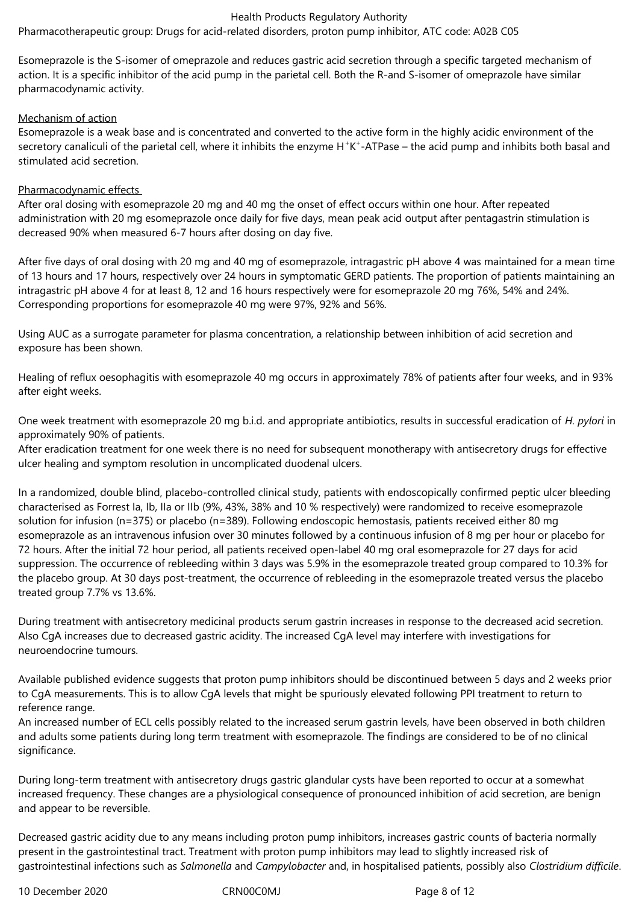Pharmacotherapeutic group: Drugs for acid-related disorders, proton pump inhibitor, ATC code: A02B C05

Esomeprazole is the S-isomer of omeprazole and reduces gastric acid secretion through a specific targeted mechanism of action. It is a specific inhibitor of the acid pump in the parietal cell. Both the R-and S-isomer of omeprazole have similar pharmacodynamic activity.

Mechanism of action

Esomeprazole is a weak base and is concentrated and converted to the active form in the highly acidic environment of the secretory canaliculi of the parietal cell, where it inhibits the enzyme $H^+K^+$-ATPase – the acid pump and inhibits both basal and stimulated acid secretion.

Pharmacodynamic effects

After oral dosing with esomeprazole 20 mg and 40 mg the onset of effect occurs within one hour. After repeated administration with 20 mg esomeprazole once daily for five days, mean peak acid output after pentagastrin stimulation is decreased 90% when measured 6-7 hours after dosing on day five.

After five days of oral dosing with 20 mg and 40 mg of esomeprazole, intragastric pH above 4 was maintained for a mean time of 13 hours and 17 hours, respectively over 24 hours in symptomatic GERD patients. The proportion of patients maintaining an intragastric pH above 4 for at least 8, 12 and 16 hours respectively were for esomeprazole 20 mg 76%, 54% and 24%. Corresponding proportions for esomeprazole 40 mg were 97%, 92% and 56%.

Using AUC as a surrogate parameter for plasma concentration, a relationship between inhibition of acid secretion and exposure has been shown.

Healing of reflux oesophagitis with esomeprazole 40 mg occurs in approximately 78% of patients after four weeks, and in 93% after eight weeks.

One week treatment with esomeprazole 20 mg b.i.d. and appropriate antibiotics, results in successful eradication of *H. pylori* in approximately 90% of patients.

After eradication treatment for one week there is no need for subsequent monotherapy with antisecretory drugs for effective ulcer healing and symptom resolution in uncomplicated duodenal ulcers.

In a randomized, double blind, placebo-controlled clinical study, patients with endoscopically confirmed peptic ulcer bleeding characterised as Forrest Ia, Ib, IIa or IIb (9%, 43%, 38% and 10 % respectively) were randomized to receive esomeprazole solution for infusion (n=375) or placebo (n=389). Following endoscopic hemostasis, patients received either 80 mg esomeprazole as an intravenous infusion over 30 minutes followed by a continuous infusion of 8 mg per hour or placebo for 72 hours. After the initial 72 hour period, all patients received open-label 40 mg oral esomeprazole for 27 days for acid suppression. The occurrence of rebleeding within 3 days was 5.9% in the esomeprazole treated group compared to 10.3% for the placebo group. At 30 days post-treatment, the occurrence of rebleeding in the esomeprazole treated versus the placebo treated group 7.7% vs 13.6%.

During treatment with antisecretory medicinal products serum gastrin increases in response to the decreased acid secretion. Also CgA increases due to decreased gastric acidity. The increased CgA level may interfere with investigations for neuroendocrine tumours.

Available published evidence suggests that proton pump inhibitors should be discontinued between 5 days and 2 weeks prior to CgA measurements. This is to allow CgA levels that might be spuriously elevated following PPI treatment to return to reference range.

An increased number of ECL cells possibly related to the increased serum gastrin levels, have been observed in both children and adults some patients during long term treatment with esomeprazole. The findings are considered to be of no clinical significance.

During long-term treatment with antisecretory drugs gastric glandular cysts have been reported to occur at a somewhat increased frequency. These changes are a physiological consequence of pronounced inhibition of acid secretion, are benign and appear to be reversible.

Decreased gastric acidity due to any means including proton pump inhibitors, increases gastric counts of bacteria normally present in the gastrointestinal tract. Treatment with proton pump inhibitors may lead to slightly increased risk of gastrointestinal infections such as *Salmonella* and *Campylobacter* and, in hospitalised patients, possibly also *Clostridium difficile*.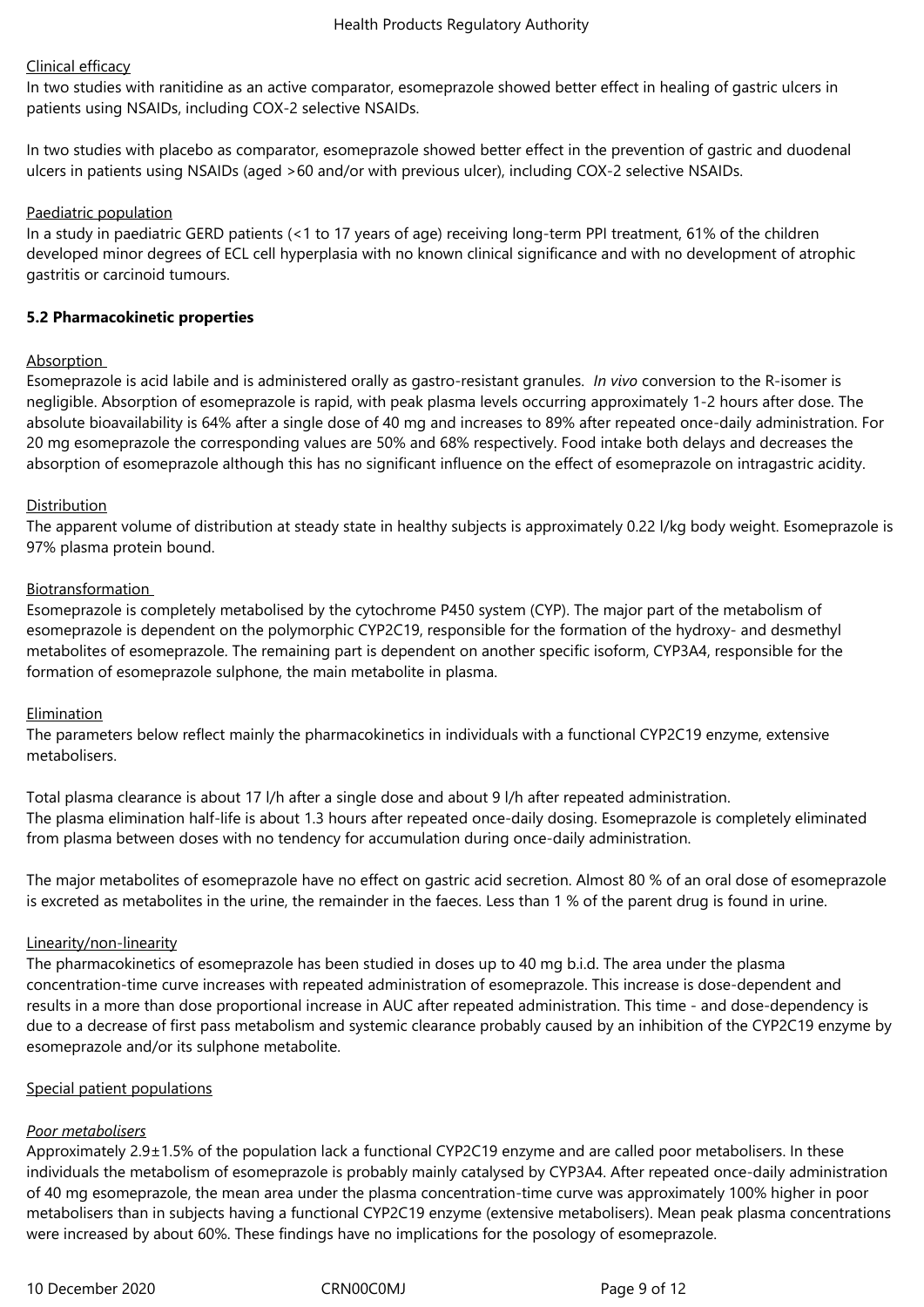Clinical efficacy

In two studies with ranitidine as an active comparator, esomeprazole showed better effect in healing of gastric ulcers in patients using NSAIDs, including COX-2 selective NSAIDs.

In two studies with placebo as comparator, esomeprazole showed better effect in the prevention of gastric and duodenal ulcers in patients using NSAIDs (aged >60 and/or with previous ulcer), including COX-2 selective NSAIDs.

Paediatric population

In a study in paediatric GERD patients (<1 to 17 years of age) receiving long-term PPI treatment, 61% of the children developed minor degrees of ECL cell hyperplasia with no known clinical significance and with no development of atrophic gastritis or carcinoid tumours.

**5.2 Pharmacokinetic properties**

Absorption

Esomeprazole is acid labile and is administered orally as gastro-resistant granules. *In vivo* conversion to the R-isomer is negligible. Absorption of esomeprazole is rapid, with peak plasma levels occurring approximately 1-2 hours after dose. The absolute bioavailability is 64% after a single dose of 40 mg and increases to 89% after repeated once-daily administration. For 20 mg esomeprazole the corresponding values are 50% and 68% respectively. Food intake both delays and decreases the absorption of esomeprazole although this has no significant influence on the effect of esomeprazole on intragastric acidity.

Distribution

The apparent volume of distribution at steady state in healthy subjects is approximately 0.22 l/kg body weight. Esomeprazole is 97% plasma protein bound.

Biotransformation

Esomeprazole is completely metabolised by the cytochrome P450 system (CYP). The major part of the metabolism of esomeprazole is dependent on the polymorphic CYP2C19, responsible for the formation of the hydroxy- and desmethyl metabolites of esomeprazole. The remaining part is dependent on another specific isoform, CYP3A4, responsible for the formation of esomeprazole sulphone, the main metabolite in plasma.

Elimination

The parameters below reflect mainly the pharmacokinetics in individuals with a functional CYP2C19 enzyme, extensive metabolisers.

Total plasma clearance is about 17 l/h after a single dose and about 9 l/h after repeated administration.
The plasma elimination half-life is about 1.3 hours after repeated once-daily dosing. Esomeprazole is completely eliminated from plasma between doses with no tendency for accumulation during once-daily administration.

The major metabolites of esomeprazole have no effect on gastric acid secretion. Almost 80 % of an oral dose of esomeprazole is excreted as metabolites in the urine, the remainder in the faeces. Less than 1 % of the parent drug is found in urine.

Linearity/non-linearity

The pharmacokinetics of esomeprazole has been studied in doses up to 40 mg b.i.d. The area under the plasma concentration-time curve increases with repeated administration of esomeprazole. This increase is dose-dependent and results in a more than dose proportional increase in AUC after repeated administration. This time - and dose-dependency is due to a decrease of first pass metabolism and systemic clearance probably caused by an inhibition of the CYP2C19 enzyme by esomeprazole and/or its sulphone metabolite.

Special patient populations

*Poor metabolisers*

Approximately 2.9±1.5% of the population lack a functional CYP2C19 enzyme and are called poor metabolisers. In these individuals the metabolism of esomeprazole is probably mainly catalysed by CYP3A4. After repeated once-daily administration of 40 mg esomeprazole, the mean area under the plasma concentration-time curve was approximately 100% higher in poor metabolisers than in subjects having a functional CYP2C19 enzyme (extensive metabolisers). Mean peak plasma concentrations were increased by about 60%. These findings have no implications for the posology of esomeprazole.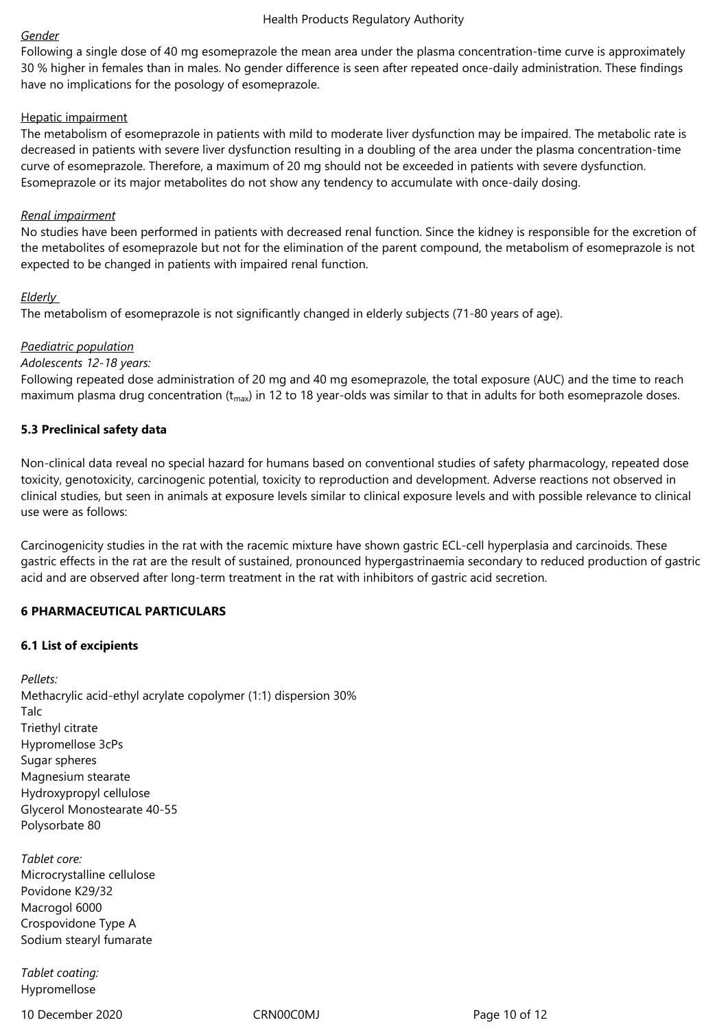*Gender*

Following a single dose of 40 mg esomeprazole the mean area under the plasma concentration-time curve is approximately 30 % higher in females than in males. No gender difference is seen after repeated once-daily administration. These findings have no implications for the posology of esomeprazole.

Hepatic impairment

The metabolism of esomeprazole in patients with mild to moderate liver dysfunction may be impaired. The metabolic rate is decreased in patients with severe liver dysfunction resulting in a doubling of the area under the plasma concentration-time curve of esomeprazole. Therefore, a maximum of 20 mg should not be exceeded in patients with severe dysfunction. Esomeprazole or its major metabolites do not show any tendency to accumulate with once-daily dosing.

*Renal impairment*

No studies have been performed in patients with decreased renal function. Since the kidney is responsible for the excretion of the metabolites of esomeprazole but not for the elimination of the parent compound, the metabolism of esomeprazole is not expected to be changed in patients with impaired renal function.

*Elderly*

The metabolism of esomeprazole is not significantly changed in elderly subjects (71-80 years of age).

*Paediatric population*

*Adolescents 12-18 years:*

Following repeated dose administration of 20 mg and 40 mg esomeprazole, the total exposure (AUC) and the time to reach maximum plasma drug concentration ($t_{max}$) in 12 to 18 year-olds was similar to that in adults for both esomeprazole doses.

**5.3 Preclinical safety data**

Non-clinical data reveal no special hazard for humans based on conventional studies of safety pharmacology, repeated dose toxicity, genotoxicity, carcinogenic potential, toxicity to reproduction and development. Adverse reactions not observed in clinical studies, but seen in animals at exposure levels similar to clinical exposure levels and with possible relevance to clinical use were as follows:

Carcinogenicity studies in the rat with the racemic mixture have shown gastric ECL-cell hyperplasia and carcinoids. These gastric effects in the rat are the result of sustained, pronounced hypergastrinaemia secondary to reduced production of gastric acid and are observed after long-term treatment in the rat with inhibitors of gastric acid secretion.

**6 PHARMACEUTICAL PARTICULARS**

**6.1 List of excipients**

*Pellets:*
Methacrylic acid-ethyl acrylate copolymer (1:1) dispersion 30%
Talc
Triethyl citrate
Hypromellose 3cPs
Sugar spheres
Magnesium stearate
Hydroxypropyl cellulose
Glycerol Monostearate 40-55
Polysorbate 80

*Tablet core:*
Microcrystalline cellulose
Povidone K29/32
Macrogol 6000
Crospovidone Type A
Sodium stearyl fumarate

*Tablet coating:*
Hypromellose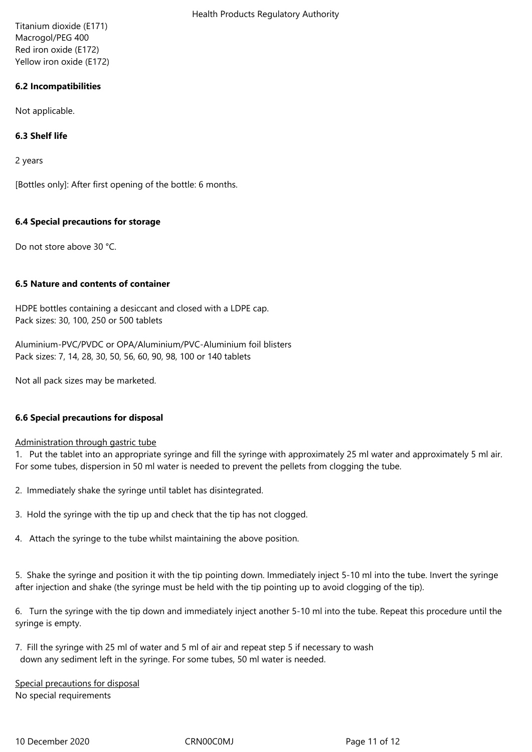Titanium dioxide (E171)
Macrogol/PEG 400
Red iron oxide (E172)
Yellow iron oxide (E172)

**6.2 Incompatibilities**

Not applicable.

**6.3 Shelf life**

2 years

[Bottles only]: After first opening of the bottle: 6 months.

**6.4 Special precautions for storage**

Do not store above 30 °C.

**6.5 Nature and contents of container**

HDPE bottles containing a desiccant and closed with a LDPE cap.
Pack sizes: 30, 100, 250 or 500 tablets

Aluminium-PVC/PVDC or OPA/Aluminium/PVC-Aluminium foil blisters
Pack sizes: 7, 14, 28, 30, 50, 56, 60, 90, 98, 100 or 140 tablets

Not all pack sizes may be marketed.

**6.6 Special precautions for disposal**

Administration through gastric tube

1. Put the tablet into an appropriate syringe and fill the syringe with approximately 25 ml water and approximately 5 ml air. For some tubes, dispersion in 50 ml water is needed to prevent the pellets from clogging the tube.

2. Immediately shake the syringe until tablet has disintegrated.

3. Hold the syringe with the tip up and check that the tip has not clogged.

4. Attach the syringe to the tube whilst maintaining the above position.

5. Shake the syringe and position it with the tip pointing down. Immediately inject 5-10 ml into the tube. Invert the syringe after injection and shake (the syringe must be held with the tip pointing up to avoid clogging of the tip).

6. Turn the syringe with the tip down and immediately inject another 5-10 ml into the tube. Repeat this procedure until the syringe is empty.

7. Fill the syringe with 25 ml of water and 5 ml of air and repeat step 5 if necessary to wash down any sediment left in the syringe. For some tubes, 50 ml water is needed.

Special precautions for disposal
No special requirements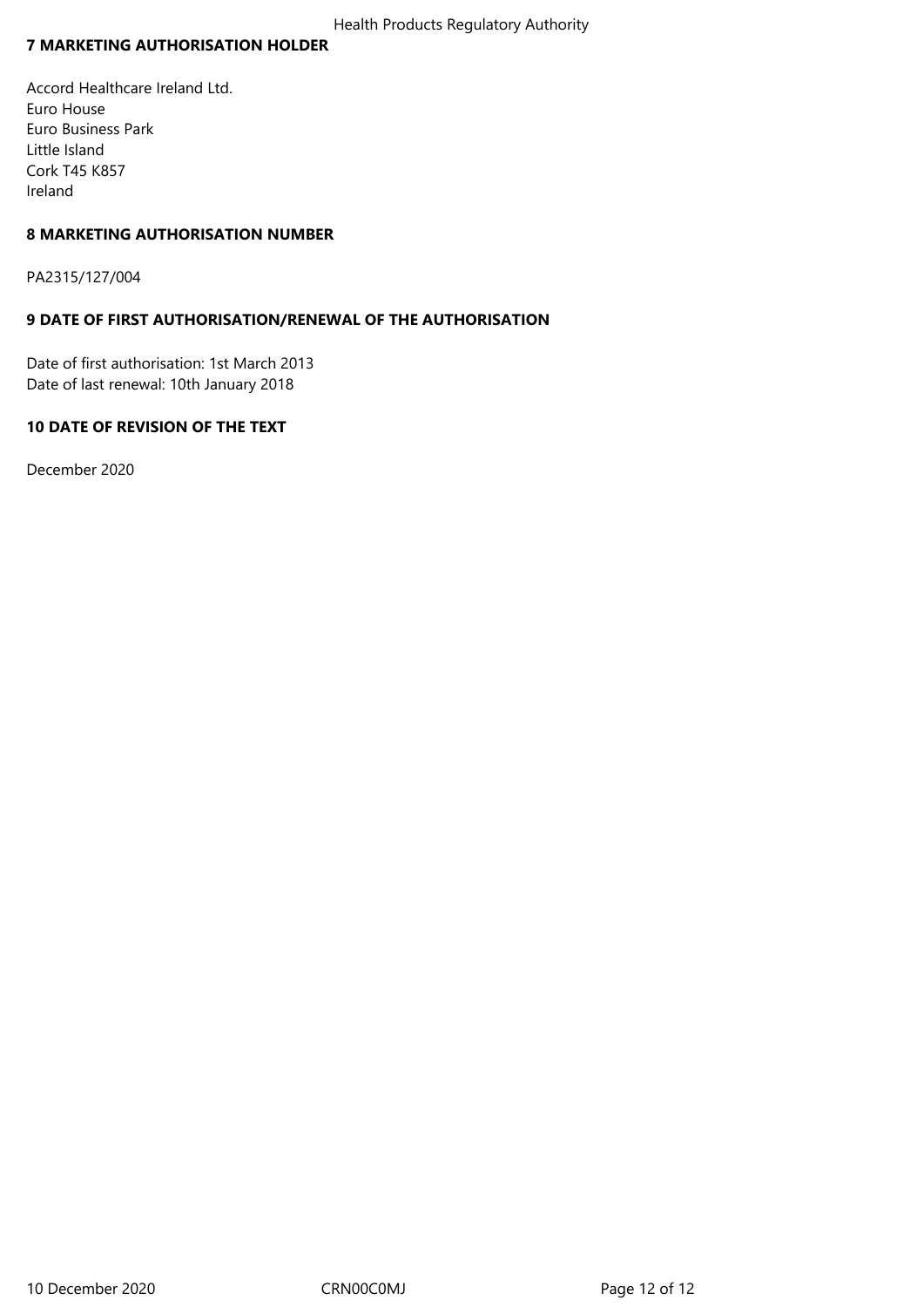## 7 MARKETING AUTHORISATION HOLDER

Accord Healthcare Ireland Ltd.
Euro House
Euro Business Park
Little Island
Cork T45 K857
Ireland

## 8 MARKETING AUTHORISATION NUMBER

PA2315/127/004

## 9 DATE OF FIRST AUTHORISATION/RENEWAL OF THE AUTHORISATION

Date of first authorisation: 1st March 2013
Date of last renewal: 10th January 2018

## 10 DATE OF REVISION OF THE TEXT

December 2020